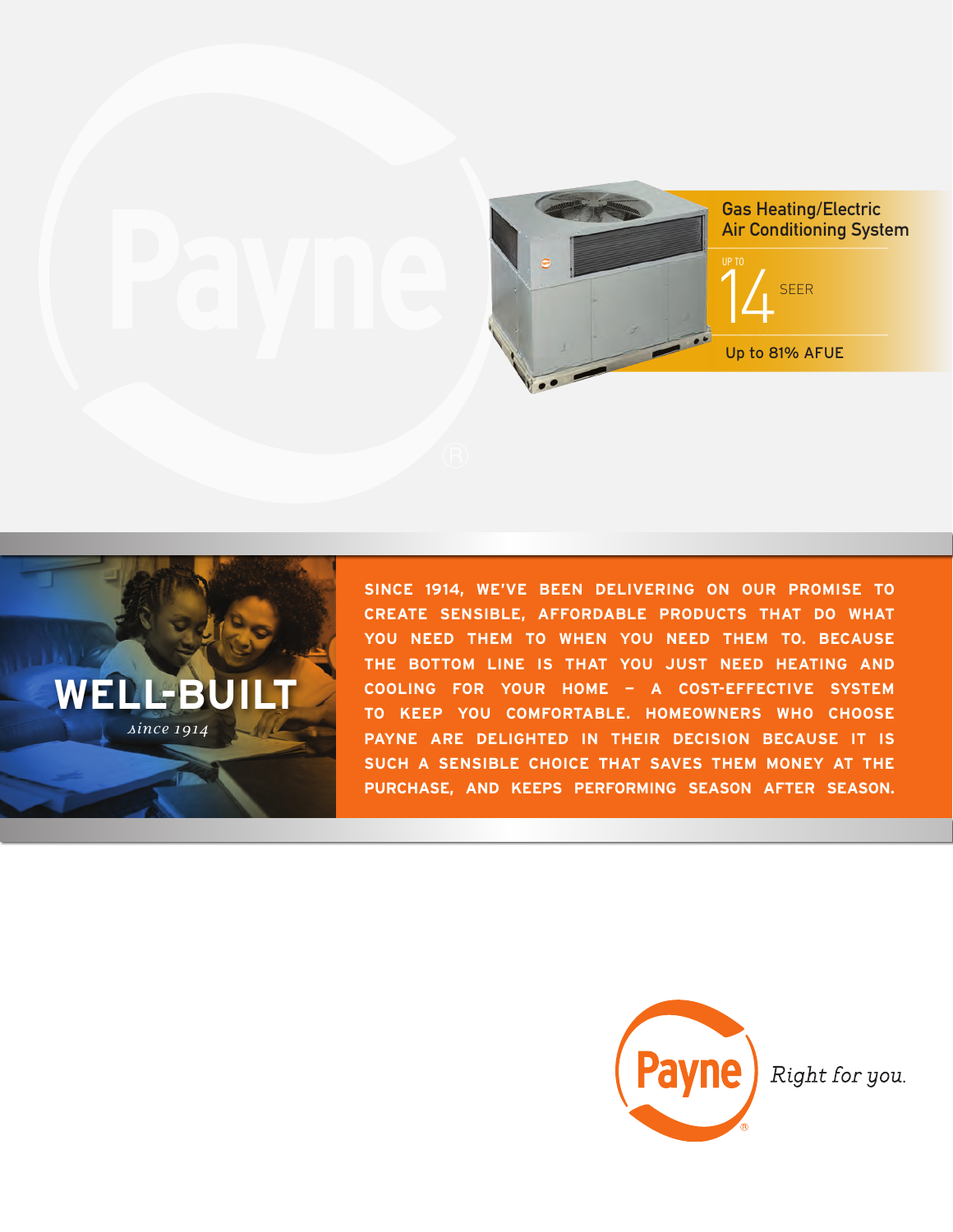# Gas Heating/Electric Air Conditioning System

UP TO **14** SEER

Up to 81% AFUE

## WELL-BUILT

*since 1914*

**SINCE 1914, WE'VE BEEN DELIVERING ON OUR PROMISE TO CREATE SENSIBLE, AFFORDABLE PRODUCTS THAT DO WHAT YOU NEED THEM TO WHEN YOU NEED THEM TO. BECAUSE THE BOTTOM LINE IS THAT YOU JUST NEED HEATING AND COOLING FOR YOUR HOME – A COST-EFFECTIVE SYSTEM TO KEEP YOU COMFORTABLE. HOMEOWNERS WHO CHOOSE PAYNE ARE DELIGHTED IN THEIR DECISION BECAUSE IT IS SUCH A SENSIBLE CHOICE THAT SAVES THEM MONEY AT THE PURCHASE, AND KEEPS PERFORMING SEASON AFTER SEASON.**

Payne® *Right for you.*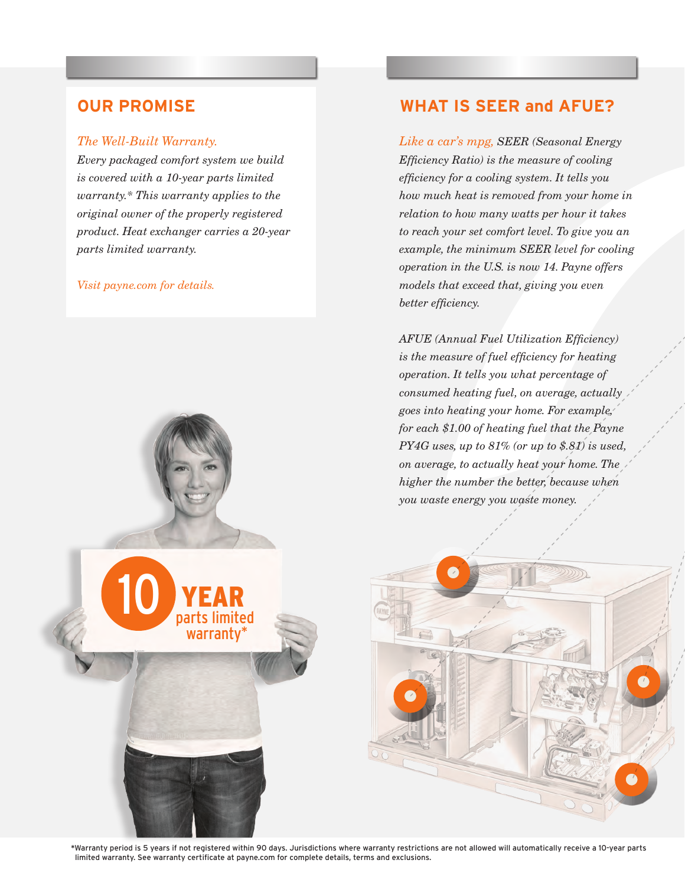## OUR PROMISE

*The Well-Built Warranty.*
*Every packaged comfort system we build is covered with a 10-year parts limited warranty.* This warranty applies to the original owner of the properly registered product. Heat exchanger carries a 20-year parts limited warranty.*

*Visit payne.com for details.*

## WHAT IS SEER and AFUE?

*Like a car's mpg, SEER (Seasonal Energy Efficiency Ratio) is the measure of cooling efficiency for a cooling system. It tells you how much heat is removed from your home in relation to how many watts per hour it takes to reach your set comfort level. To give you an example, the minimum SEER level for cooling operation in the U.S. is now 14. Payne offers models that exceed that, giving you even better efficiency.*

*AFUE (Annual Fuel Utilization Efficiency) is the measure of fuel efficiency for heating operation. It tells you what percentage of consumed heating fuel, on average, actually goes into heating your home. For example, for each $1.00 of heating fuel that the Payne PY4G uses, up to 81% (or up to $.81) is used, on average, to actually heat your home. The higher the number the better, because when you waste energy you waste money.*

10 YEAR parts limited warranty*

*Warranty period is 5 years if not registered within 90 days. Jurisdictions where warranty restrictions are not allowed will automatically receive a 10-year parts limited warranty. See warranty certificate at payne.com for complete details, terms and exclusions.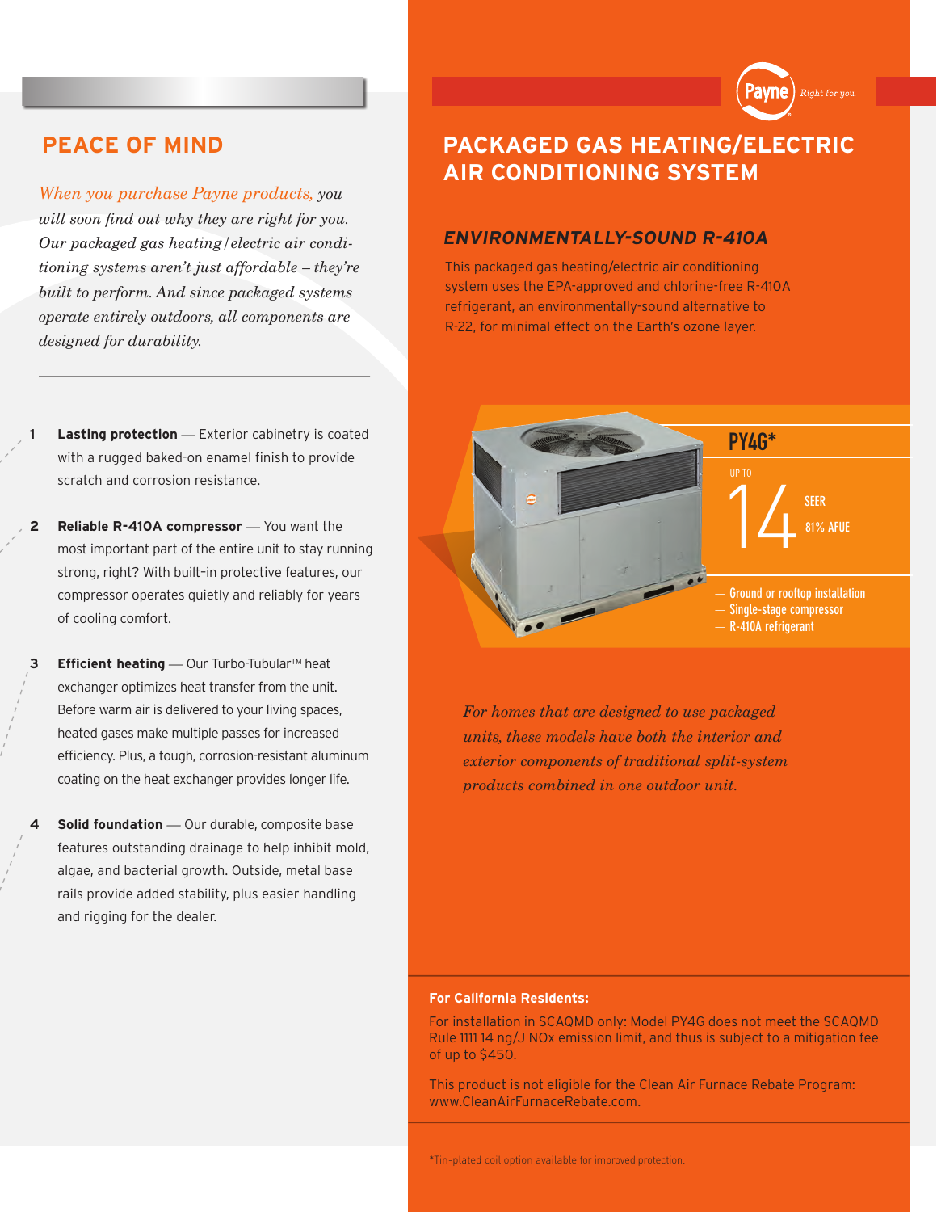## PEACE OF MIND

*When you purchase Payne products, you will soon find out why they are right for you. Our packaged gas heating/electric air conditioning systems aren't just affordable – they're built to perform. And since packaged systems operate entirely outdoors, all components are designed for durability.*

1. **Lasting protection** — Exterior cabinetry is coated with a rugged baked-on enamel finish to provide scratch and corrosion resistance.

2. **Reliable R-410A compressor** — You want the most important part of the entire unit to stay running strong, right? With built-in protective features, our compressor operates quietly and reliably for years of cooling comfort.

3. **Efficient heating** — Our Turbo-Tubular™ heat exchanger optimizes heat transfer from the unit. Before warm air is delivered to your living spaces, heated gases make multiple passes for increased efficiency. Plus, a tough, corrosion-resistant aluminum coating on the heat exchanger provides longer life.

4. **Solid foundation** — Our durable, composite base features outstanding drainage to help inhibit mold, algae, and bacterial growth. Outside, metal base rails provide added stability, plus easier handling and rigging for the dealer.

Payne *Right for you.*

# PACKAGED GAS HEATING/ELECTRIC AIR CONDITIONING SYSTEM

### *ENVIRONMENTALLY-SOUND R-410A*

This packaged gas heating/electric air conditioning system uses the EPA-approved and chlorine-free R-410A refrigerant, an environmentally-sound alternative to R-22, for minimal effect on the Earth's ozone layer.

**PY4G***

UP TO 14 SEER

81% AFUE

- Ground or rooftop installation
- Single-stage compressor
- R-410A refrigerant

*For homes that are designed to use packaged units, these models have both the interior and exterior components of traditional split-system products combined in one outdoor unit.*

**For California Residents:**

For installation in SCAQMD only: Model PY4G does not meet the SCAQMD Rule 1111 14 ng/J NOx emission limit, and thus is subject to a mitigation fee of up to $450.

This product is not eligible for the Clean Air Furnace Rebate Program: www.CleanAirFurnaceRebate.com.

*Tin-plated coil option available for improved protection.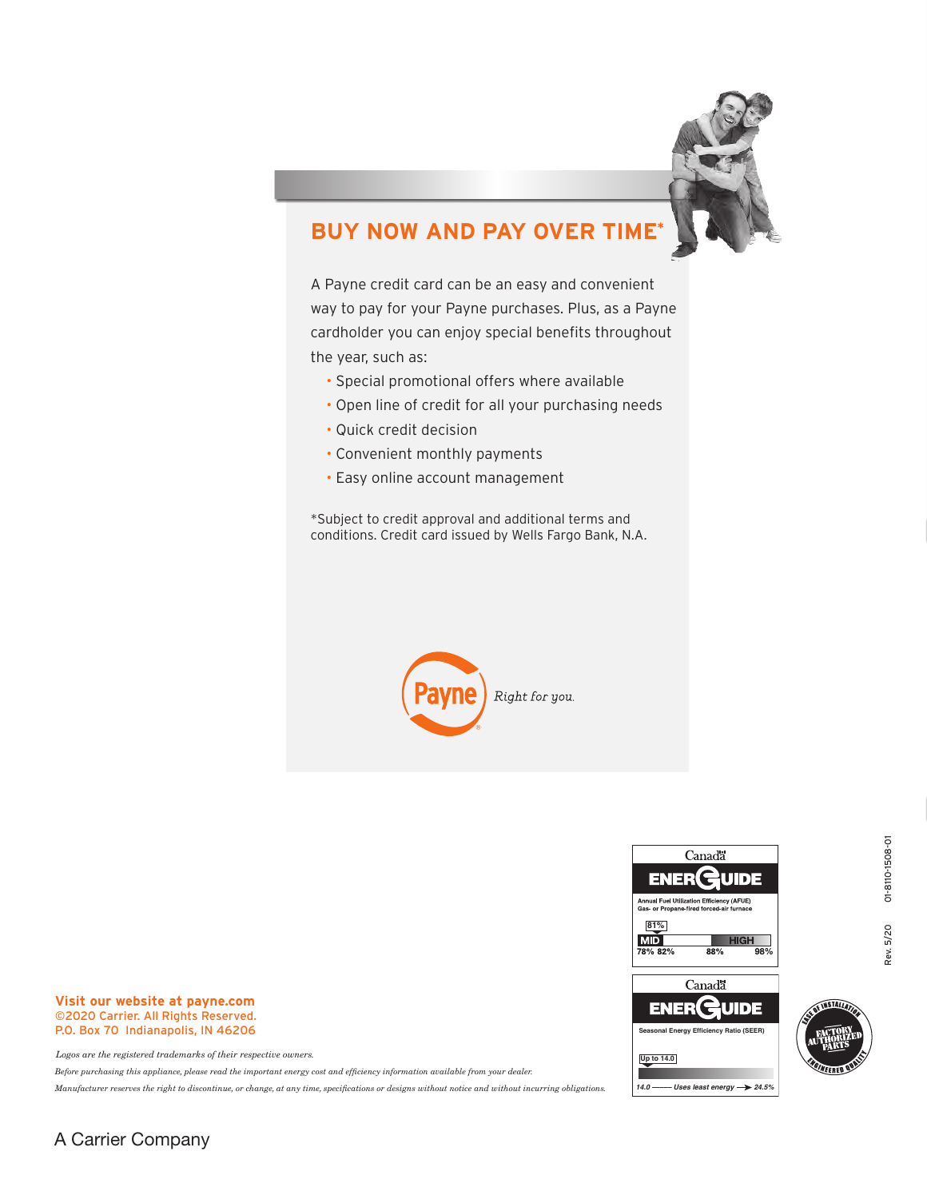## BUY NOW AND PAY OVER TIME*

A Payne credit card can be an easy and convenient way to pay for your Payne purchases. Plus, as a Payne cardholder you can enjoy special benefits throughout the year, such as:

- Special promotional offers where available
- Open line of credit for all your purchasing needs
- Quick credit decision
- Convenient monthly payments
- Easy online account management

*Subject to credit approval and additional terms and conditions. Credit card issued by Wells Fargo Bank, N.A.

Payne *Right for you.*

Canada
ENERGUIDE
Annual Fuel Utilization Efficiency (AFUE)
Gas- or Propane-fired forced-air furnace
81%
MID HIGH
78% 82% 88% 98%

Canada
ENERGUIDE
Seasonal Energy Efficiency Ratio (SEER)
Up to 14.0
14.0 —— Uses least energy → 24.5%

EASE OF INSTALLATION · FACTORY AUTHORIZED PARTS · ENGINEERED QUALITY

**Visit our website at payne.com**
©2020 Carrier. All Rights Reserved.
P.O. Box 70 Indianapolis, IN 46206

*Logos are the registered trademarks of their respective owners.*

*Before purchasing this appliance, please read the important energy cost and efficiency information available from your dealer.*

*Manufacturer reserves the right to discontinue, or change, at any time, specifications or designs without notice and without incurring obligations.*

Rev. 5/20 01-8110-1508-01

A Carrier Company